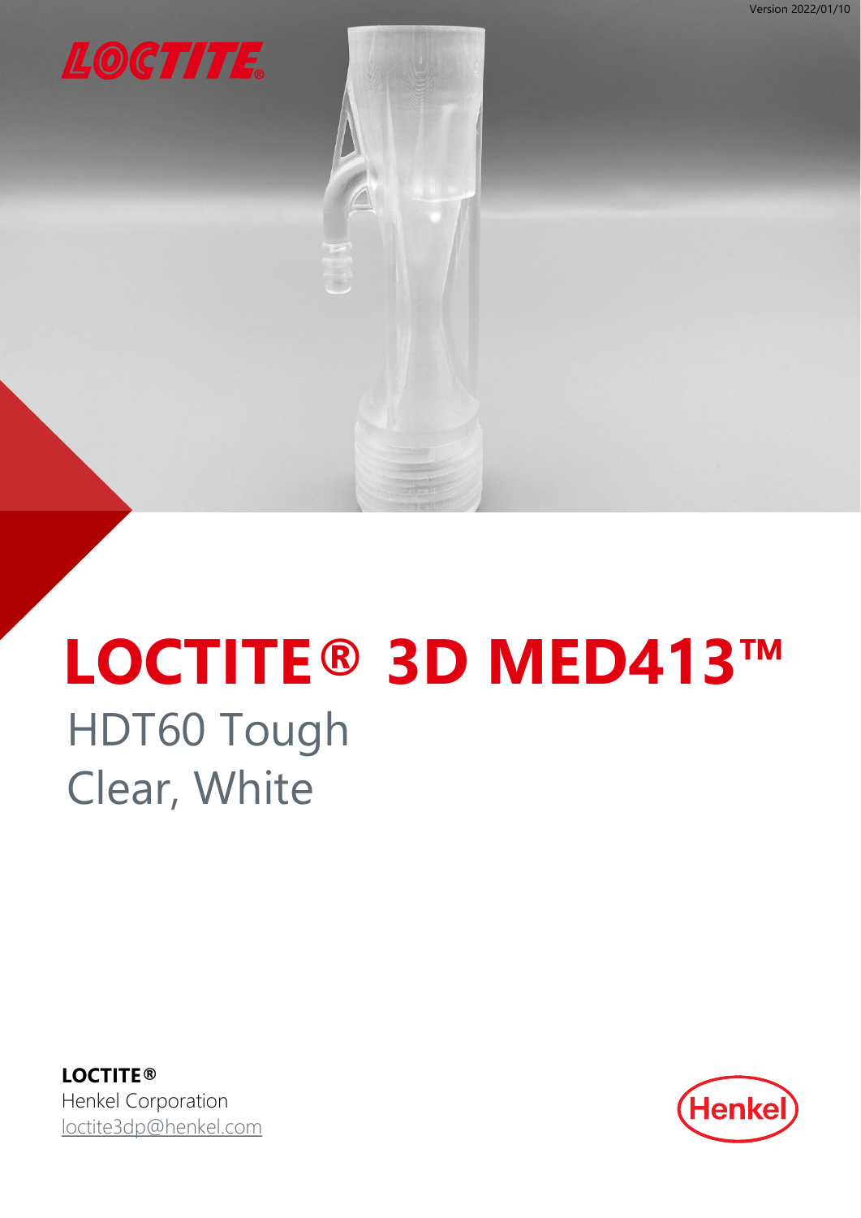Version 2022/01/10

# LOCTITE® 3D MED413™

## HDT60 Tough
## Clear, White

**LOCTITE®**
Henkel Corporation
loctite3dp@henkel.com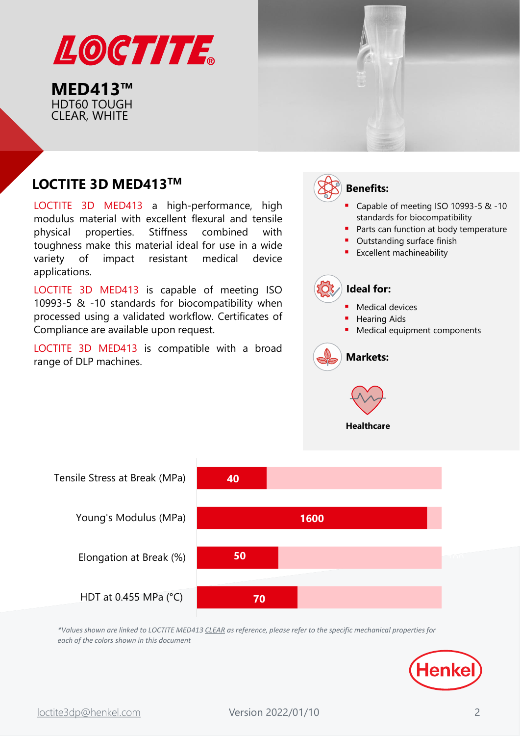# LOCTITE

**MED413™**
HDT60 TOUGH
CLEAR, WHITE

## LOCTITE 3D MED413™

LOCTITE 3D MED413 a high-performance, high modulus material with excellent flexural and tensile physical properties. Stiffness combined with toughness make this material ideal for use in a wide variety of impact resistant medical device applications.

LOCTITE 3D MED413 is capable of meeting ISO 10993-5 & -10 standards for biocompatibility when processed using a validated workflow. Certificates of Compliance are available upon request.

LOCTITE 3D MED413 is compatible with a broad range of DLP machines.

### Benefits:

- Capable of meeting ISO 10993-5 & -10 standards for biocompatibility
- Parts can function at body temperature
- Outstanding surface finish
- Excellent machineability

### Ideal for:

- Medical devices
- Hearing Aids
- Medical equipment components

### Markets:

Healthcare

| Property | Value |
|---|---|
| Tensile Stress at Break (MPa) | 40 |
| Young's Modulus (MPa) | 1600 |
| Elongation at Break (%) | 50 |
| HDT at 0.455 MPa (°C) | 70 |

*\*Values shown are linked to LOCTITE MED413 CLEAR as reference, please refer to the specific mechanical properties for each of the colors shown in this document*

Henkel

loctite3dp@henkel.com

Version 2022/01/10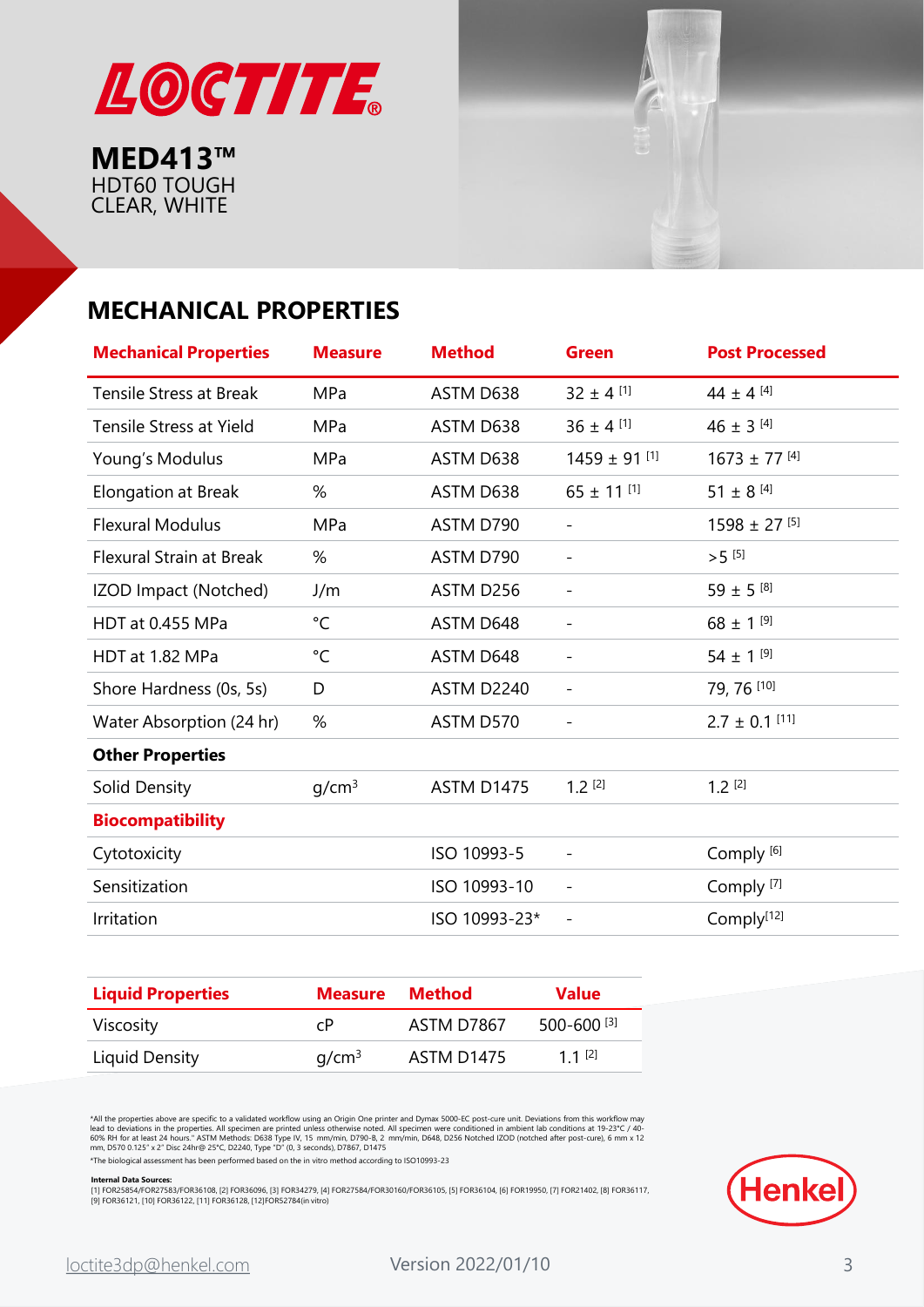**LOCTITE®**

**MED413™**
HDT60 TOUGH
CLEAR, WHITE

## MECHANICAL PROPERTIES

| Mechanical Properties | Measure | Method | Green | Post Processed |
|---|---|---|---|---|
| Tensile Stress at Break | MPa | ASTM D638 | 32 ± 4 [1] | 44 ± 4 [4] |
| Tensile Stress at Yield | MPa | ASTM D638 | 36 ± 4 [1] | 46 ± 3 [4] |
| Young's Modulus | MPa | ASTM D638 | 1459 ± 91 [1] | 1673 ± 77 [4] |
| Elongation at Break | % | ASTM D638 | 65 ± 11 [1] | 51 ± 8 [4] |
| Flexural Modulus | MPa | ASTM D790 | - | 1598 ± 27 [5] |
| Flexural Strain at Break | % | ASTM D790 | - | >5 [5] |
| IZOD Impact (Notched) | J/m | ASTM D256 | - | 59 ± 5 [8] |
| HDT at 0.455 MPa | °C | ASTM D648 | - | 68 ± 1 [9] |
| HDT at 1.82 MPa | °C | ASTM D648 | - | 54 ± 1 [9] |
| Shore Hardness (0s, 5s) | D | ASTM D2240 | - | 79, 76 [10] |
| Water Absorption (24 hr) | % | ASTM D570 | - | 2.7 ± 0.1 [11] |
| **Other Properties** | | | | |
| Solid Density | g/cm³ | ASTM D1475 | 1.2 [2] | 1.2 [2] |
| **Biocompatibility** | | | | |
| Cytotoxicity | | ISO 10993-5 | - | Comply [6] |
| Sensitization | | ISO 10993-10 | - | Comply [7] |
| Irritation | | ISO 10993-23* | - | Comply[12] |

| Liquid Properties | Measure | Method | Value |
|---|---|---|---|
| Viscosity | cP | ASTM D7867 | 500-600 [3] |
| Liquid Density | g/cm³ | ASTM D1475 | 1.1 [2] |

*All the properties above are specific to a validated workflow using an Origin One printer and Dymax 5000-EC post-cure unit. Deviations from this workflow may lead to deviations in the properties. All specimen are printed unless otherwise noted. All specimen were conditioned in ambient lab conditions at 19-23°C / 40-60% RH for at least 24 hours." ASTM Methods: D638 Type IV, 15 mm/min, D790-B, 2 mm/min, D648, D256 Notched IZOD (notched after post-cure), 6 mm x 12 mm, D570 0.125" x 2" Disc 24hr@ 25°C, D2240, Type "D" (0, 3 seconds), D7867, D1475

*The biological assessment has been performed based on the in vitro method according to ISO10993-23

**Internal Data Sources:**
[1] FOR25854/FOR27583/FOR36108, [2] FOR36096, [3] FOR34279, [4] FOR27584/FOR30160/FOR36105, [5] FOR36104, [6] FOR19950, [7] FOR21402, [8] FOR36117, [9] FOR36121, [10] FOR36122, [11] FOR36128, [12]FOR52784(in vitro)

Henkel

loctite3dp@henkel.com

Version 2022/01/10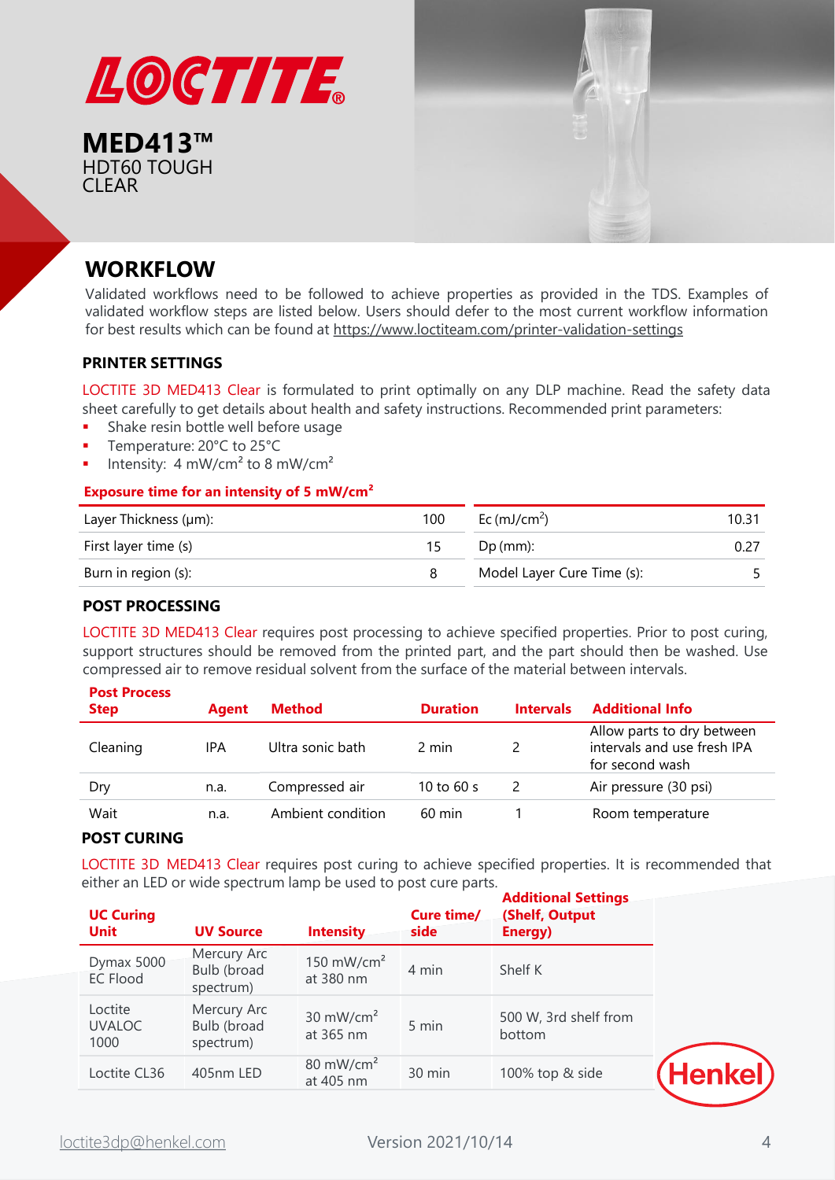# LOCTITE

**MED413™**
HDT60 TOUGH
CLEAR

## WORKFLOW

Validated workflows need to be followed to achieve properties as provided in the TDS. Examples of validated workflow steps are listed below. Users should defer to the most current workflow information for best results which can be found at https://www.loctiteam.com/printer-validation-settings

### PRINTER SETTINGS

LOCTITE 3D MED413 Clear is formulated to print optimally on any DLP machine. Read the safety data sheet carefully to get details about health and safety instructions. Recommended print parameters:

- Shake resin bottle well before usage
- Temperature: 20°C to 25°C
- Intensity: 4 mW/cm² to 8 mW/cm²

**Exposure time for an intensity of 5 mW/cm²**

| Layer Thickness (µm): | 100 |
|---|---|
| First layer time (s) | 15 |
| Burn in region (s): | 8 |

| Ec (mJ/cm²) | 10.31 |
|---|---|
| Dp (mm): | 0.27 |
| Model Layer Cure Time (s): | 5 |

### POST PROCESSING

LOCTITE 3D MED413 Clear requires post processing to achieve specified properties. Prior to post curing, support structures should be removed from the printed part, and the part should then be washed. Use compressed air to remove residual solvent from the surface of the material between intervals.

| Post Process Step | Agent | Method | Duration | Intervals | Additional Info |
|---|---|---|---|---|---|
| Cleaning | IPA | Ultra sonic bath | 2 min | 2 | Allow parts to dry between intervals and use fresh IPA for second wash |
| Dry | n.a. | Compressed air | 10 to 60 s | 2 | Air pressure (30 psi) |
| Wait | n.a. | Ambient condition | 60 min | 1 | Room temperature |

### POST CURING

LOCTITE 3D MED413 Clear requires post curing to achieve specified properties. It is recommended that either an LED or wide spectrum lamp be used to post cure parts.

| UC Curing Unit | UV Source | Intensity | Cure time/ side | Additional Settings (Shelf, Output Energy) |
|---|---|---|---|---|
| Dymax 5000 EC Flood | Mercury Arc Bulb (broad spectrum) | 150 mW/cm² at 380 nm | 4 min | Shelf K |
| Loctite UVALOC 1000 | Mercury Arc Bulb (broad spectrum) | 30 mW/cm² at 365 nm | 5 min | 500 W, 3rd shelf from bottom |
| Loctite CL36 | 405nm LED | 80 mW/cm² at 405 nm | 30 min | 100% top & side |

Henkel

loctite3dp@henkel.com Version 2021/10/14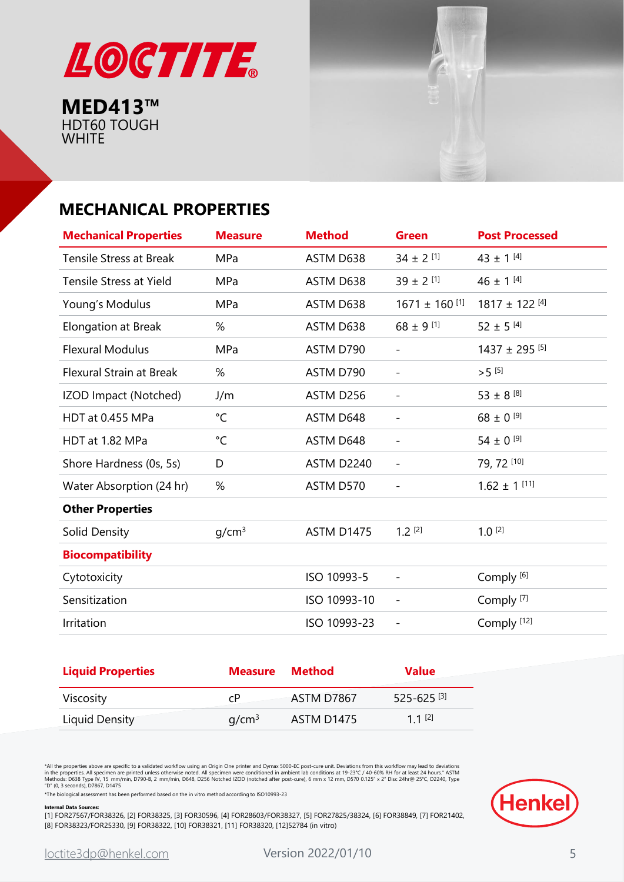# LOCTITE

**MED413™**
HDT60 TOUGH
WHITE

## MECHANICAL PROPERTIES

| Mechanical Properties | Measure | Method | Green | Post Processed |
|---|---|---|---|---|
| Tensile Stress at Break | MPa | ASTM D638 | 34 ± 2 [1] | 43 ± 1 [4] |
| Tensile Stress at Yield | MPa | ASTM D638 | 39 ± 2 [1] | 46 ± 1 [4] |
| Young's Modulus | MPa | ASTM D638 | 1671 ± 160 [1] | 1817 ± 122 [4] |
| Elongation at Break | % | ASTM D638 | 68 ± 9 [1] | 52 ± 5 [4] |
| Flexural Modulus | MPa | ASTM D790 | - | 1437 ± 295 [5] |
| Flexural Strain at Break | % | ASTM D790 | - | >5 [5] |
| IZOD Impact (Notched) | J/m | ASTM D256 | - | 53 ± 8 [8] |
| HDT at 0.455 MPa | °C | ASTM D648 | - | 68 ± 0 [9] |
| HDT at 1.82 MPa | °C | ASTM D648 | - | 54 ± 0 [9] |
| Shore Hardness (0s, 5s) | D | ASTM D2240 | - | 79, 72 [10] |
| Water Absorption (24 hr) | % | ASTM D570 | - | 1.62 ± 1 [11] |
| **Other Properties** | | | | |
| Solid Density | g/cm$^3$ | ASTM D1475 | 1.2 [2] | 1.0 [2] |
| **Biocompatibility** | | | | |
| Cytotoxicity | | ISO 10993-5 | - | Comply [6] |
| Sensitization | | ISO 10993-10 | - | Comply [7] |
| Irritation | | ISO 10993-23 | - | Comply [12] |

| Liquid Properties | Measure | Method | Value |
|---|---|---|---|
| Viscosity | cP | ASTM D7867 | 525-625 [3] |
| Liquid Density | g/cm$^3$ | ASTM D1475 | 1.1 [2] |

*All the properties above are specific to a validated workflow using an Origin One printer and Dymax 5000-EC post-cure unit. Deviations from this workflow may lead to deviations in the properties. All specimen are printed unless otherwise noted. All specimen were conditioned in ambient lab conditions at 19-23°C / 40-60% RH for at least 24 hours." ASTM Methods: D638 Type IV, 15 mm/min, D790-B, 2 mm/min, D648, D256 Notched IZOD (notched after post-cure), 6 mm x 12 mm, D570 0.125" x 2" Disc 24hr@ 25°C, D2240, Type "D" (0, 3 seconds), D7867, D1475

*The biological assessment has been performed based on the in vitro method according to ISO10993-23

**Internal Data Sources:**
[1] FOR27567/FOR38326, [2] FOR38325, [3] FOR30596, [4] FOR28603/FOR38327, [5] FOR27825/38324, [6] FOR38849, [7] FOR21402, [8] FOR38323/FOR25330, [9] FOR38322, [10] FOR38321, [11] FOR38320, [12]52784 (in vitro)

Henkel

loctite3dp@henkel.com

Version 2022/01/10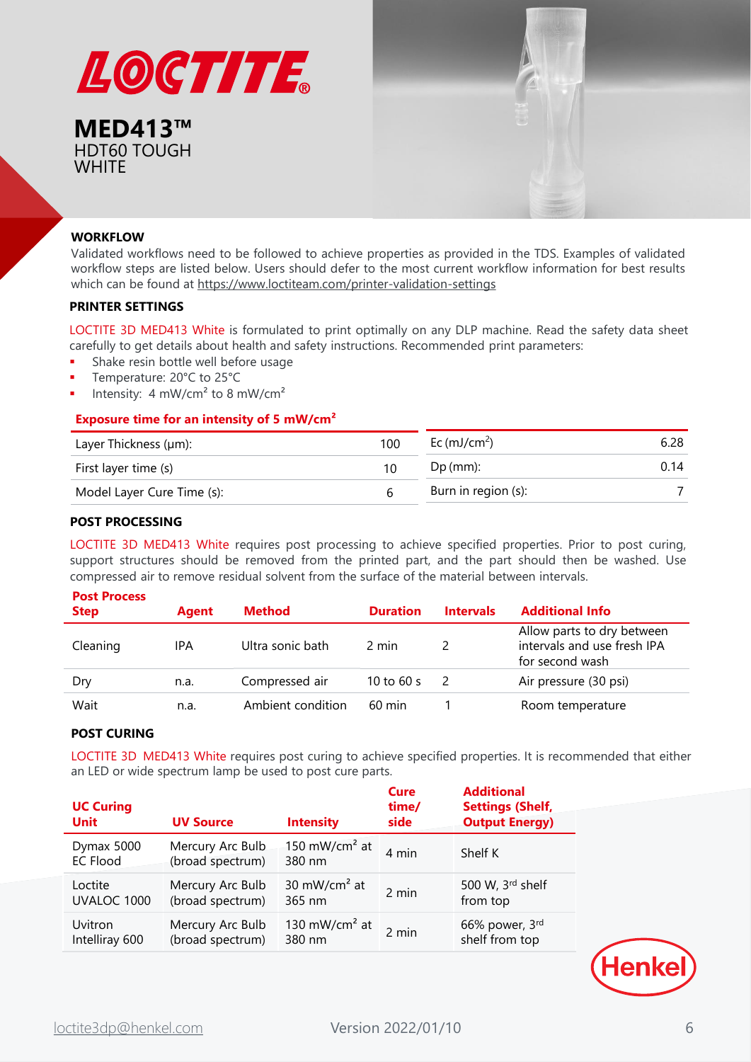# LOCTITE

## MED413™
HDT60 TOUGH
WHITE

### WORKFLOW

Validated workflows need to be followed to achieve properties as provided in the TDS. Examples of validated workflow steps are listed below. Users should defer to the most current workflow information for best results which can be found at https://www.loctiteam.com/printer-validation-settings

### PRINTER SETTINGS

LOCTITE 3D MED413 White is formulated to print optimally on any DLP machine. Read the safety data sheet carefully to get details about health and safety instructions. Recommended print parameters:

- Shake resin bottle well before usage
- Temperature: 20°C to 25°C
- Intensity: 4 mW/cm² to 8 mW/cm²

**Exposure time for an intensity of 5 mW/cm²**

| Layer Thickness (µm): | 100 |
|---|---|
| First layer time (s) | 10 |
| Model Layer Cure Time (s): | 6 |

| Ec (mJ/cm²) | 6.28 |
|---|---|
| Dp (mm): | 0.14 |
| Burn in region (s): | 7 |

### POST PROCESSING

LOCTITE 3D MED413 White requires post processing to achieve specified properties. Prior to post curing, support structures should be removed from the printed part, and the part should then be washed. Use compressed air to remove residual solvent from the surface of the material between intervals.

| Post Process Step | Agent | Method | Duration | Intervals | Additional Info |
|---|---|---|---|---|---|
| Cleaning | IPA | Ultra sonic bath | 2 min | 2 | Allow parts to dry between intervals and use fresh IPA for second wash |
| Dry | n.a. | Compressed air | 10 to 60 s | 2 | Air pressure (30 psi) |
| Wait | n.a. | Ambient condition | 60 min | 1 | Room temperature |

### POST CURING

LOCTITE 3D MED413 White requires post curing to achieve specified properties. It is recommended that either an LED or wide spectrum lamp be used to post cure parts.

| UC Curing Unit | UV Source | Intensity | Cure time/ side | Additional Settings (Shelf, Output Energy) |
|---|---|---|---|---|
| Dymax 5000 EC Flood | Mercury Arc Bulb (broad spectrum) | 150 mW/cm² at 380 nm | 4 min | Shelf K |
| Loctite UVALOC 1000 | Mercury Arc Bulb (broad spectrum) | 30 mW/cm² at 365 nm | 2 min | 500 W, 3rd shelf from top |
| Uvitron Intelliray 600 | Mercury Arc Bulb (broad spectrum) | 130 mW/cm² at 380 nm | 2 min | 66% power, 3rd shelf from top |

Henkel

loctite3dp@henkel.com Version 2022/01/10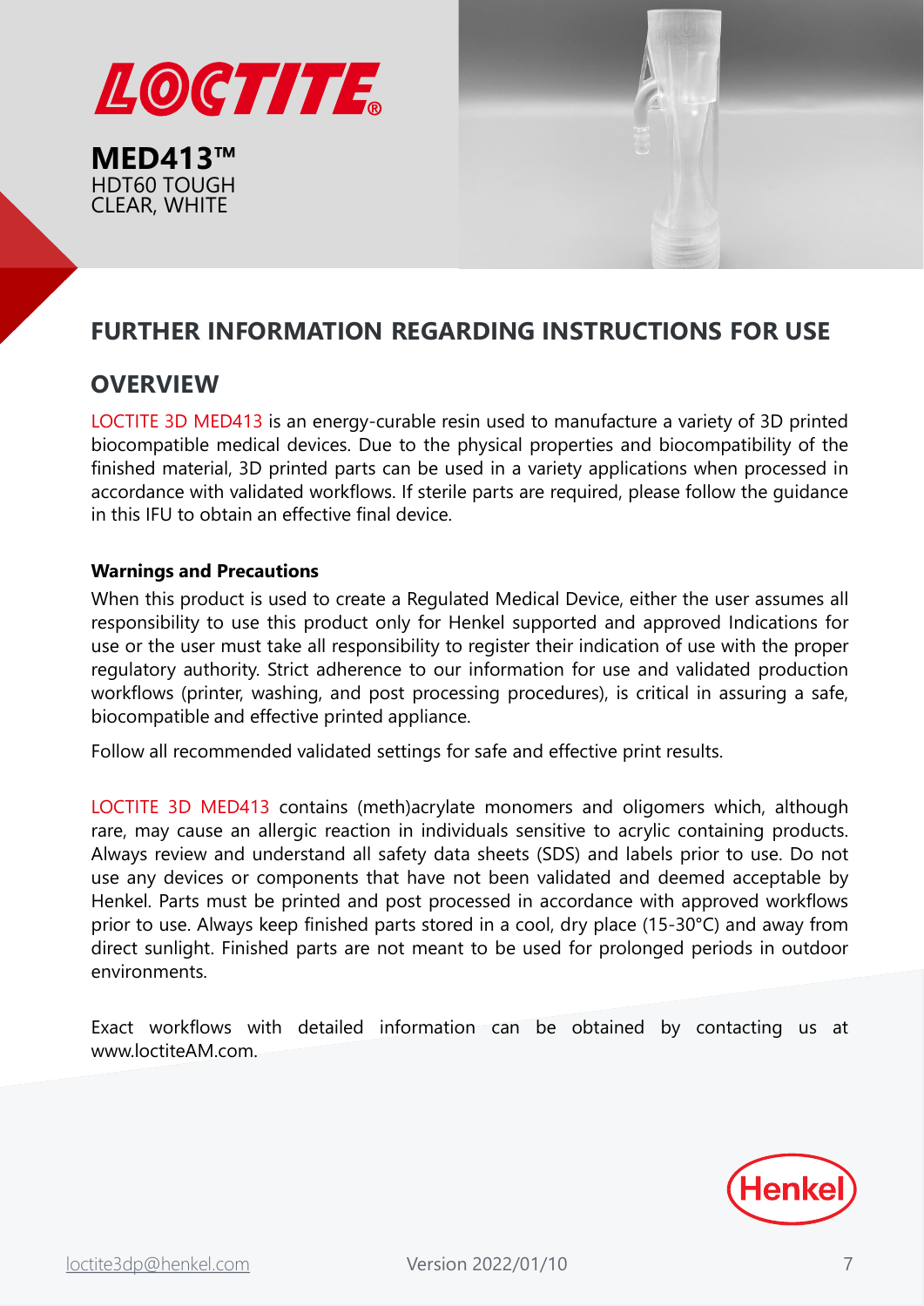**MED413™**
HDT60 TOUGH
CLEAR, WHITE

## FURTHER INFORMATION REGARDING INSTRUCTIONS FOR USE

## OVERVIEW

LOCTITE 3D MED413 is an energy-curable resin used to manufacture a variety of 3D printed biocompatible medical devices. Due to the physical properties and biocompatibility of the finished material, 3D printed parts can be used in a variety applications when processed in accordance with validated workflows. If sterile parts are required, please follow the guidance in this IFU to obtain an effective final device.

**Warnings and Precautions**

When this product is used to create a Regulated Medical Device, either the user assumes all responsibility to use this product only for Henkel supported and approved Indications for use or the user must take all responsibility to register their indication of use with the proper regulatory authority. Strict adherence to our information for use and validated production workflows (printer, washing, and post processing procedures), is critical in assuring a safe, biocompatible and effective printed appliance.

Follow all recommended validated settings for safe and effective print results.

LOCTITE 3D MED413 contains (meth)acrylate monomers and oligomers which, although rare, may cause an allergic reaction in individuals sensitive to acrylic containing products. Always review and understand all safety data sheets (SDS) and labels prior to use. Do not use any devices or components that have not been validated and deemed acceptable by Henkel. Parts must be printed and post processed in accordance with approved workflows prior to use. Always keep finished parts stored in a cool, dry place (15-30°C) and away from direct sunlight. Finished parts are not meant to be used for prolonged periods in outdoor environments.

Exact workflows with detailed information can be obtained by contacting us at www.loctiteAM.com.

loctite3dp@henkel.com Version 2022/01/10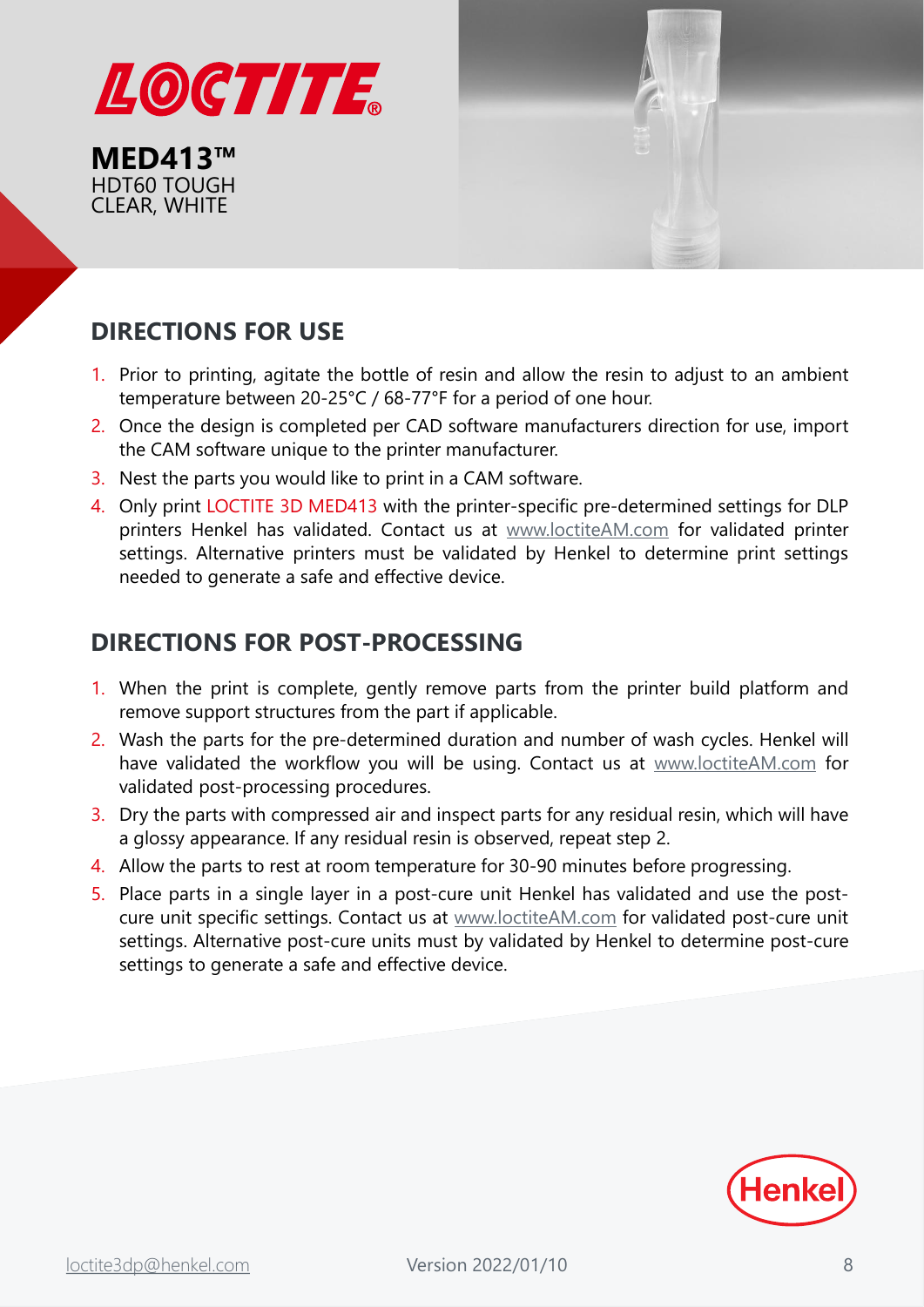LOCTITE®

**MED413™**
HDT60 TOUGH
CLEAR, WHITE

## DIRECTIONS FOR USE

1. Prior to printing, agitate the bottle of resin and allow the resin to adjust to an ambient temperature between 20-25°C / 68-77°F for a period of one hour.
2. Once the design is completed per CAD software manufacturers direction for use, import the CAM software unique to the printer manufacturer.
3. Nest the parts you would like to print in a CAM software.
4. Only print LOCTITE 3D MED413 with the printer-specific pre-determined settings for DLP printers Henkel has validated. Contact us at www.loctiteAM.com for validated printer settings. Alternative printers must be validated by Henkel to determine print settings needed to generate a safe and effective device.

## DIRECTIONS FOR POST-PROCESSING

1. When the print is complete, gently remove parts from the printer build platform and remove support structures from the part if applicable.
2. Wash the parts for the pre-determined duration and number of wash cycles. Henkel will have validated the workflow you will be using. Contact us at www.loctiteAM.com for validated post-processing procedures.
3. Dry the parts with compressed air and inspect parts for any residual resin, which will have a glossy appearance. If any residual resin is observed, repeat step 2.
4. Allow the parts to rest at room temperature for 30-90 minutes before progressing.
5. Place parts in a single layer in a post-cure unit Henkel has validated and use the post-cure unit specific settings. Contact us at www.loctiteAM.com for validated post-cure unit settings. Alternative post-cure units must by validated by Henkel to determine post-cure settings to generate a safe and effective device.

loctite3dp@henkel.com Version 2022/01/10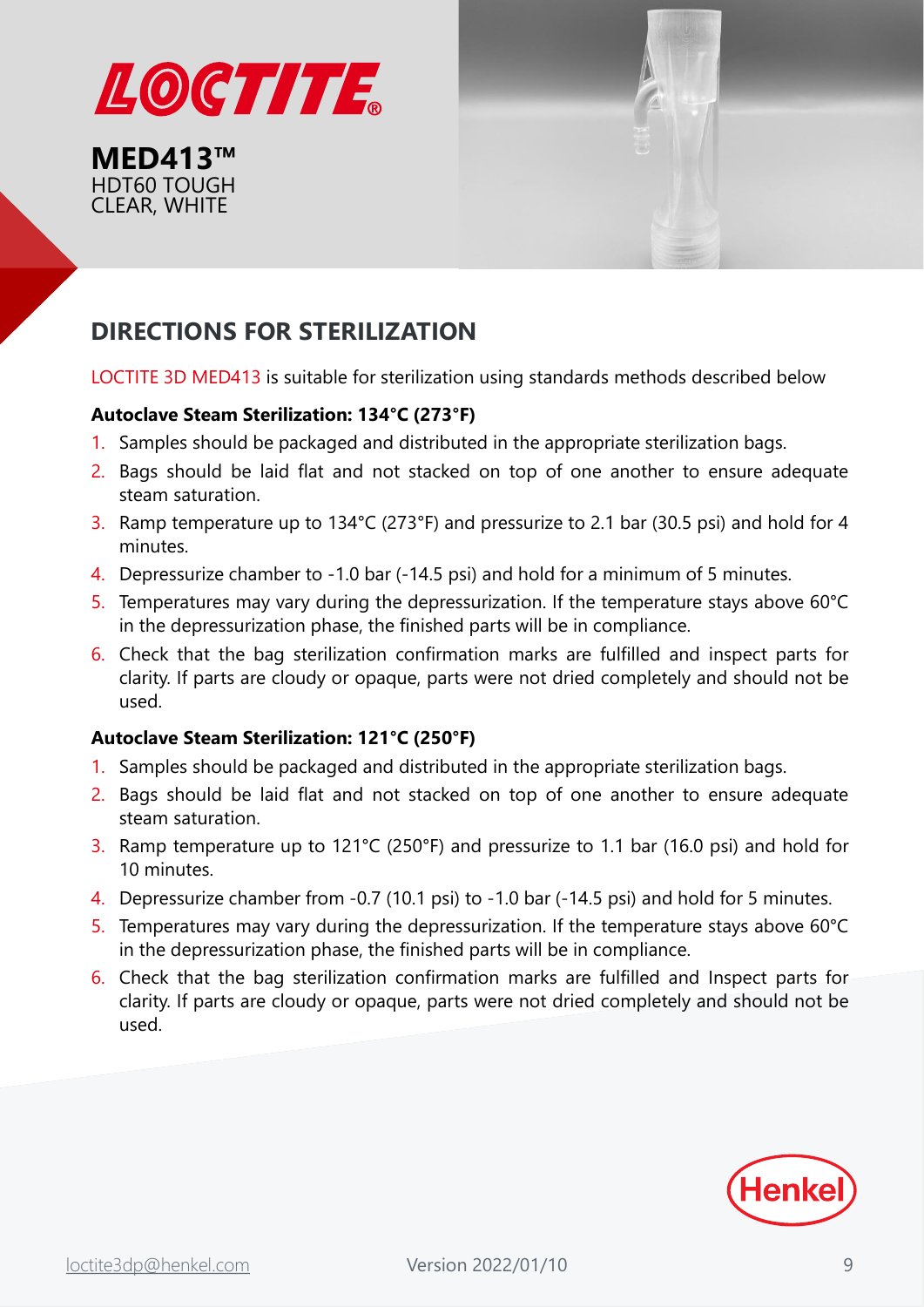LOCTITE®

**MED413™**
HDT60 TOUGH
CLEAR, WHITE

## DIRECTIONS FOR STERILIZATION

LOCTITE 3D MED413 is suitable for sterilization using standards methods described below

**Autoclave Steam Sterilization: 134°C (273°F)**

1. Samples should be packaged and distributed in the appropriate sterilization bags.
2. Bags should be laid flat and not stacked on top of one another to ensure adequate steam saturation.
3. Ramp temperature up to 134°C (273°F) and pressurize to 2.1 bar (30.5 psi) and hold for 4 minutes.
4. Depressurize chamber to -1.0 bar (-14.5 psi) and hold for a minimum of 5 minutes.
5. Temperatures may vary during the depressurization. If the temperature stays above 60°C in the depressurization phase, the finished parts will be in compliance.
6. Check that the bag sterilization confirmation marks are fulfilled and inspect parts for clarity. If parts are cloudy or opaque, parts were not dried completely and should not be used.

**Autoclave Steam Sterilization: 121°C (250°F)**

1. Samples should be packaged and distributed in the appropriate sterilization bags.
2. Bags should be laid flat and not stacked on top of one another to ensure adequate steam saturation.
3. Ramp temperature up to 121°C (250°F) and pressurize to 1.1 bar (16.0 psi) and hold for 10 minutes.
4. Depressurize chamber from -0.7 (10.1 psi) to -1.0 bar (-14.5 psi) and hold for 5 minutes.
5. Temperatures may vary during the depressurization. If the temperature stays above 60°C in the depressurization phase, the finished parts will be in compliance.
6. Check that the bag sterilization confirmation marks are fulfilled and Inspect parts for clarity. If parts are cloudy or opaque, parts were not dried completely and should not be used.

loctite3dp@henkel.com

Version 2022/01/10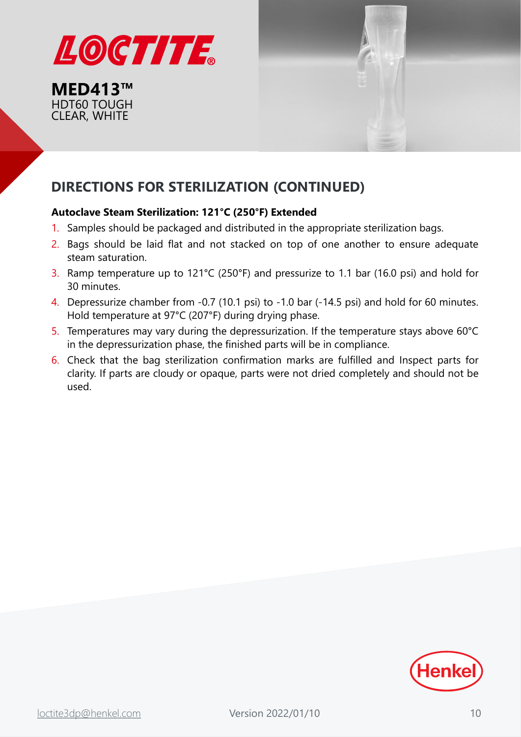# MED413™

HDT60 TOUGH
CLEAR, WHITE

## DIRECTIONS FOR STERILIZATION (CONTINUED)

**Autoclave Steam Sterilization: 121°C (250°F) Extended**

1. Samples should be packaged and distributed in the appropriate sterilization bags.
2. Bags should be laid flat and not stacked on top of one another to ensure adequate steam saturation.
3. Ramp temperature up to 121°C (250°F) and pressurize to 1.1 bar (16.0 psi) and hold for 30 minutes.
4. Depressurize chamber from -0.7 (10.1 psi) to -1.0 bar (-14.5 psi) and hold for 60 minutes. Hold temperature at 97°C (207°F) during drying phase.
5. Temperatures may vary during the depressurization. If the temperature stays above 60°C in the depressurization phase, the finished parts will be in compliance.
6. Check that the bag sterilization confirmation marks are fulfilled and Inspect parts for clarity. If parts are cloudy or opaque, parts were not dried completely and should not be used.

loctite3dp@henkel.com

Version 2022/01/10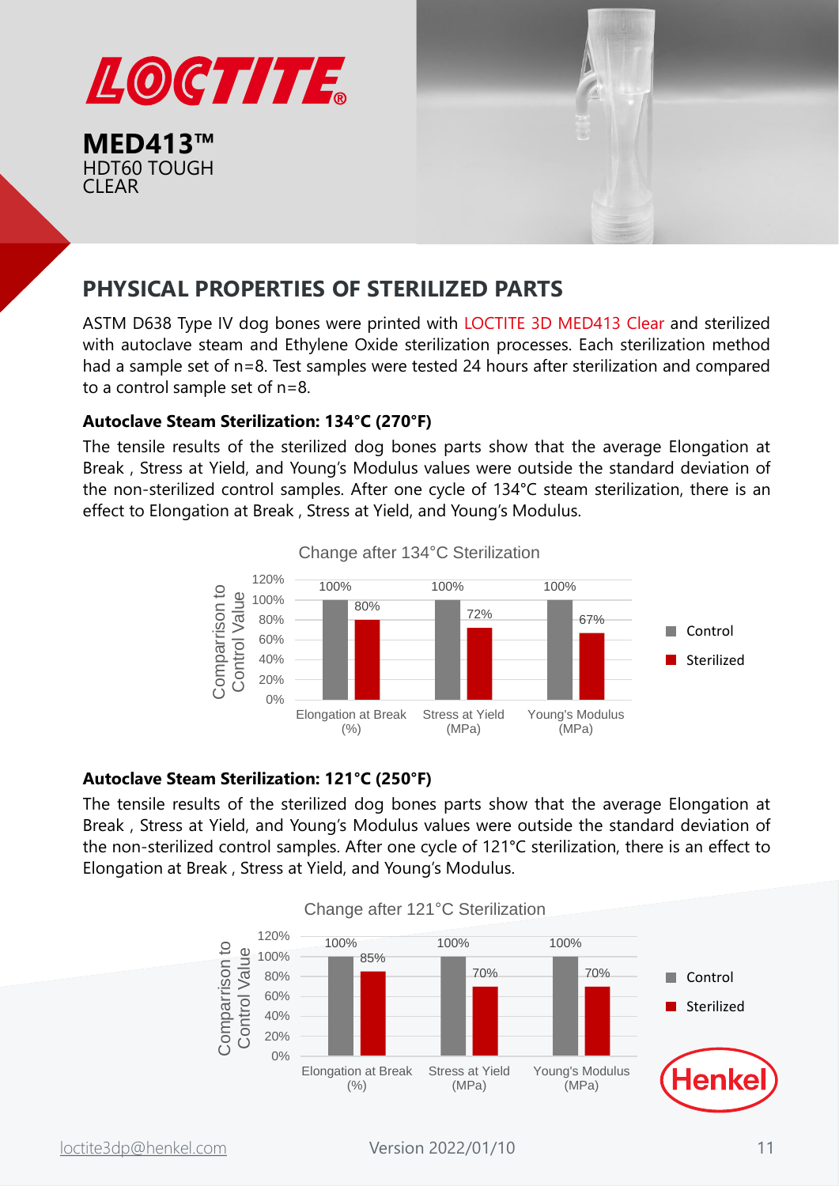# LOCTITE

**MED413™**
HDT60 TOUGH
CLEAR

## PHYSICAL PROPERTIES OF STERILIZED PARTS

ASTM D638 Type IV dog bones were printed with LOCTITE 3D MED413 Clear and sterilized with autoclave steam and Ethylene Oxide sterilization processes. Each sterilization method had a sample set of n=8. Test samples were tested 24 hours after sterilization and compared to a control sample set of n=8.

### Autoclave Steam Sterilization: 134°C (270°F)

The tensile results of the sterilized dog bones parts show that the average Elongation at Break , Stress at Yield, and Young's Modulus values were outside the standard deviation of the non-sterilized control samples. After one cycle of 134°C steam sterilization, there is an effect to Elongation at Break , Stress at Yield, and Young's Modulus.

Change after 134°C Sterilization

| Comparison to Control Value | Control | Sterilized |
|---|---|---|
| Elongation at Break (%) | 100% | 80% |
| Stress at Yield (MPa) | 100% | 72% |
| Young's Modulus (MPa) | 100% | 67% |

### Autoclave Steam Sterilization: 121°C (250°F)

The tensile results of the sterilized dog bones parts show that the average Elongation at Break , Stress at Yield, and Young's Modulus values were outside the standard deviation of the non-sterilized control samples. After one cycle of 121°C sterilization, there is an effect to Elongation at Break , Stress at Yield, and Young's Modulus.

Change after 121°C Sterilization

| Comparison to Control Value | Control | Sterilized |
|---|---|---|
| Elongation at Break (%) | 100% | 85% |
| Stress at Yield (MPa) | 100% | 70% |
| Young's Modulus (MPa) | 100% | 70% |

Henkel

loctite3dp@henkel.com Version 2022/01/10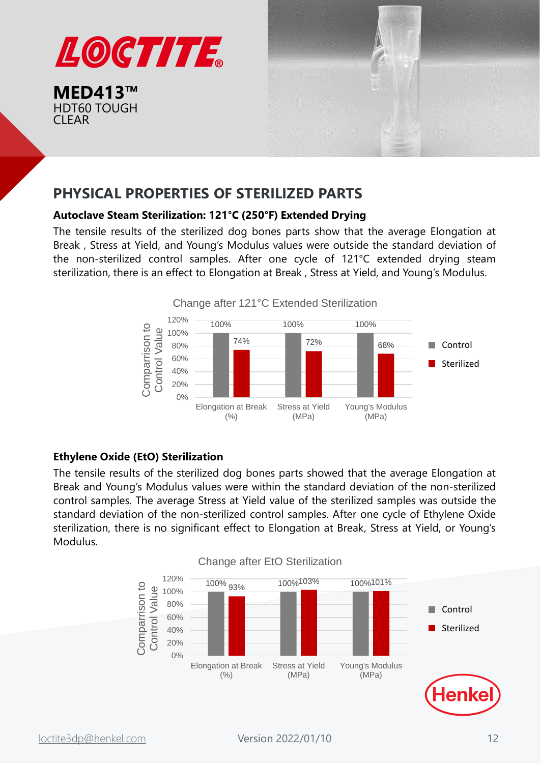# LOCTITE

**MED413™**
HDT60 TOUGH
CLEAR

## PHYSICAL PROPERTIES OF STERILIZED PARTS

### Autoclave Steam Sterilization: 121°C (250°F) Extended Drying

The tensile results of the sterilized dog bones parts show that the average Elongation at Break , Stress at Yield, and Young's Modulus values were outside the standard deviation of the non-sterilized control samples. After one cycle of 121°C extended drying steam sterilization, there is an effect to Elongation at Break , Stress at Yield, and Young's Modulus.

**Change after 121°C Extended Sterilization**

| Comparison to Control Value | Elongation at Break (%) | Stress at Yield (MPa) | Young's Modulus (MPa) |
|---|---|---|---|
| Control | 100% | 100% | 100% |
| Sterilized | 74% | 72% | 68% |

### Ethylene Oxide (EtO) Sterilization

The tensile results of the sterilized dog bones parts showed that the average Elongation at Break and Young's Modulus values were within the standard deviation of the non-sterilized control samples. The average Stress at Yield value of the sterilized samples was outside the standard deviation of the non-sterilized control samples. After one cycle of Ethylene Oxide sterilization, there is no significant effect to Elongation at Break, Stress at Yield, or Young's Modulus.

**Change after EtO Sterilization**

| Comparison to Control Value | Elongation at Break (%) | Stress at Yield (MPa) | Young's Modulus (MPa) |
|---|---|---|---|
| Control | 100% | 100% | 100% |
| Sterilized | 93% | 103% | 101% |

Henkel

loctite3dp@henkel.com

Version 2022/01/10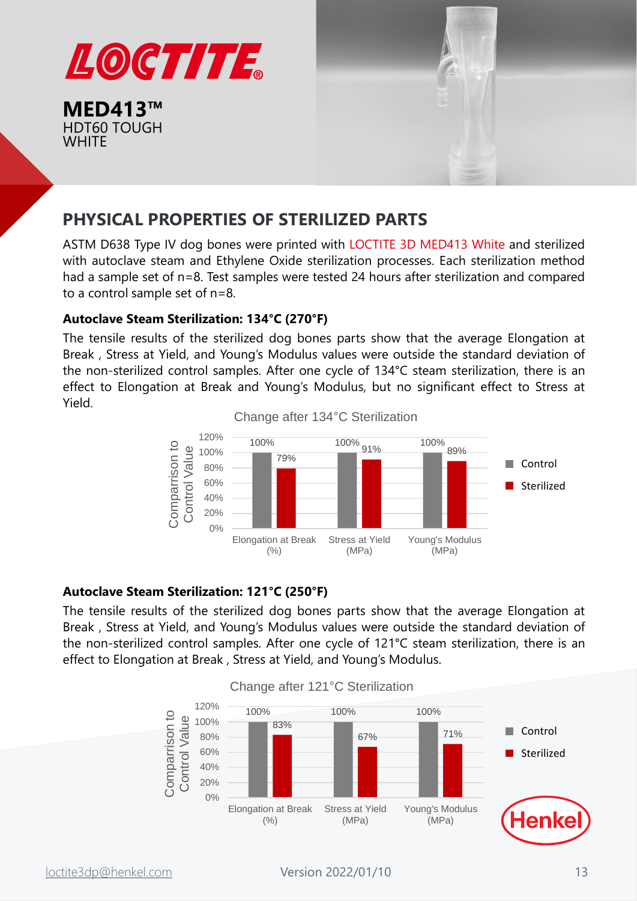# LOCTITE

**MED413™**
HDT60 TOUGH
WHITE

## PHYSICAL PROPERTIES OF STERILIZED PARTS

ASTM D638 Type IV dog bones were printed with LOCTITE 3D MED413 White and sterilized with autoclave steam and Ethylene Oxide sterilization processes. Each sterilization method had a sample set of n=8. Test samples were tested 24 hours after sterilization and compared to a control sample set of n=8.

### Autoclave Steam Sterilization: 134°C (270°F)

The tensile results of the sterilized dog bones parts show that the average Elongation at Break , Stress at Yield, and Young's Modulus values were outside the standard deviation of the non-sterilized control samples. After one cycle of 134°C steam sterilization, there is an effect to Elongation at Break and Young's Modulus, but no significant effect to Stress at Yield.

Change after 134°C Sterilization

| Comparison to Control Value | Elongation at Break (%) | Stress at Yield (MPa) | Young's Modulus (MPa) |
|---|---|---|---|
| Control | 100% | 100% | 100% |
| Sterilized | 79% | 91% | 89% |

### Autoclave Steam Sterilization: 121°C (250°F)

The tensile results of the sterilized dog bones parts show that the average Elongation at Break , Stress at Yield, and Young's Modulus values were outside the standard deviation of the non-sterilized control samples. After one cycle of 121°C steam sterilization, there is an effect to Elongation at Break , Stress at Yield, and Young's Modulus.

Change after 121°C Sterilization

| Comparison to Control Value | Elongation at Break (%) | Stress at Yield (MPa) | Young's Modulus (MPa) |
|---|---|---|---|
| Control | 100% | 100% | 100% |
| Sterilized | 83% | 67% | 71% |

Henkel

loctite3dp@henkel.com Version 2022/01/10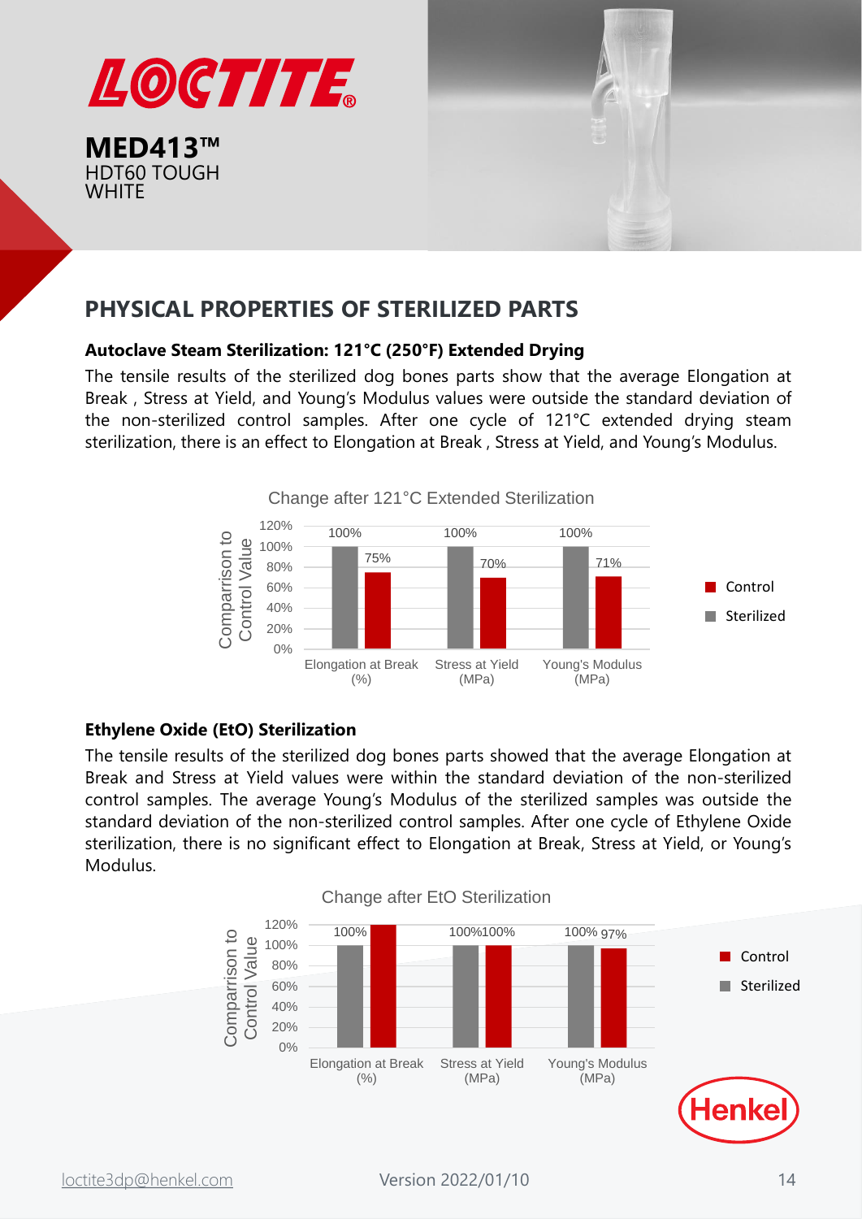# LOCTITE

**MED413™**
HDT60 TOUGH
WHITE

## PHYSICAL PROPERTIES OF STERILIZED PARTS

### Autoclave Steam Sterilization: 121°C (250°F) Extended Drying

The tensile results of the sterilized dog bones parts show that the average Elongation at Break , Stress at Yield, and Young's Modulus values were outside the standard deviation of the non-sterilized control samples. After one cycle of 121°C extended drying steam sterilization, there is an effect to Elongation at Break , Stress at Yield, and Young's Modulus.

Change after 121°C Extended Sterilization

| Comparrison to Control Value | Control | Sterilized |
|---|---|---|
| Elongation at Break (%) | 100% | 75% |
| Stress at Yield (MPa) | 100% | 70% |
| Young's Modulus (MPa) | 100% | 71% |

### Ethylene Oxide (EtO) Sterilization

The tensile results of the sterilized dog bones parts showed that the average Elongation at Break and Stress at Yield values were within the standard deviation of the non-sterilized control samples. The average Young's Modulus of the sterilized samples was outside the standard deviation of the non-sterilized control samples. After one cycle of Ethylene Oxide sterilization, there is no significant effect to Elongation at Break, Stress at Yield, or Young's Modulus.

Change after EtO Sterilization

| Comparrison to Control Value | Control | Sterilized |
|---|---|---|
| Elongation at Break (%) | 100% | |
| Stress at Yield (MPa) | 100% | 100% |
| Young's Modulus (MPa) | 100% | 97% |

Henkel

loctite3dp@henkel.com

Version 2022/01/10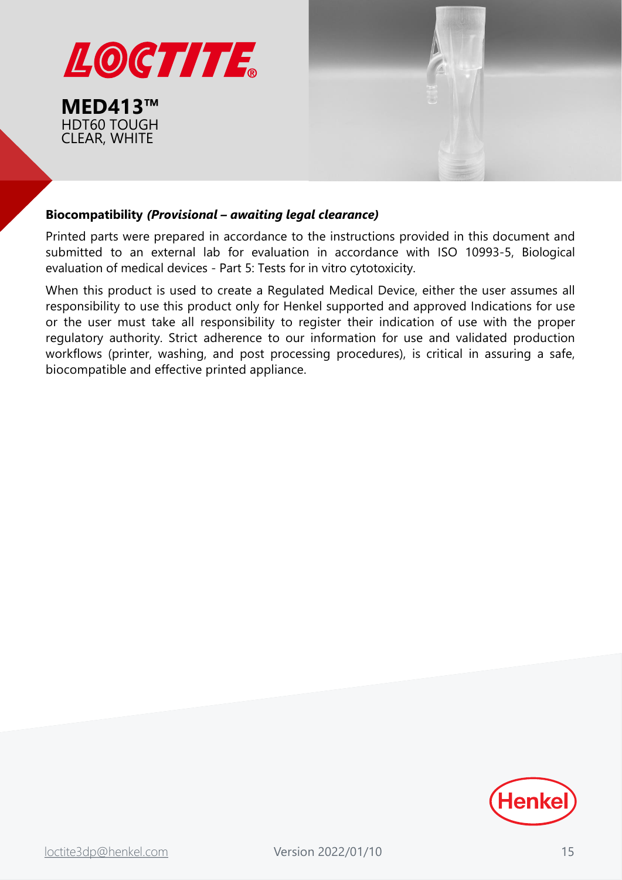**Biocompatibility** ***(Provisional – awaiting legal clearance)***

Printed parts were prepared in accordance to the instructions provided in this document and submitted to an external lab for evaluation in accordance with ISO 10993-5, Biological evaluation of medical devices - Part 5: Tests for in vitro cytotoxicity.

When this product is used to create a Regulated Medical Device, either the user assumes all responsibility to use this product only for Henkel supported and approved Indications for use or the user must take all responsibility to register their indication of use with the proper regulatory authority. Strict adherence to our information for use and validated production workflows (printer, washing, and post processing procedures), is critical in assuring a safe, biocompatible and effective printed appliance.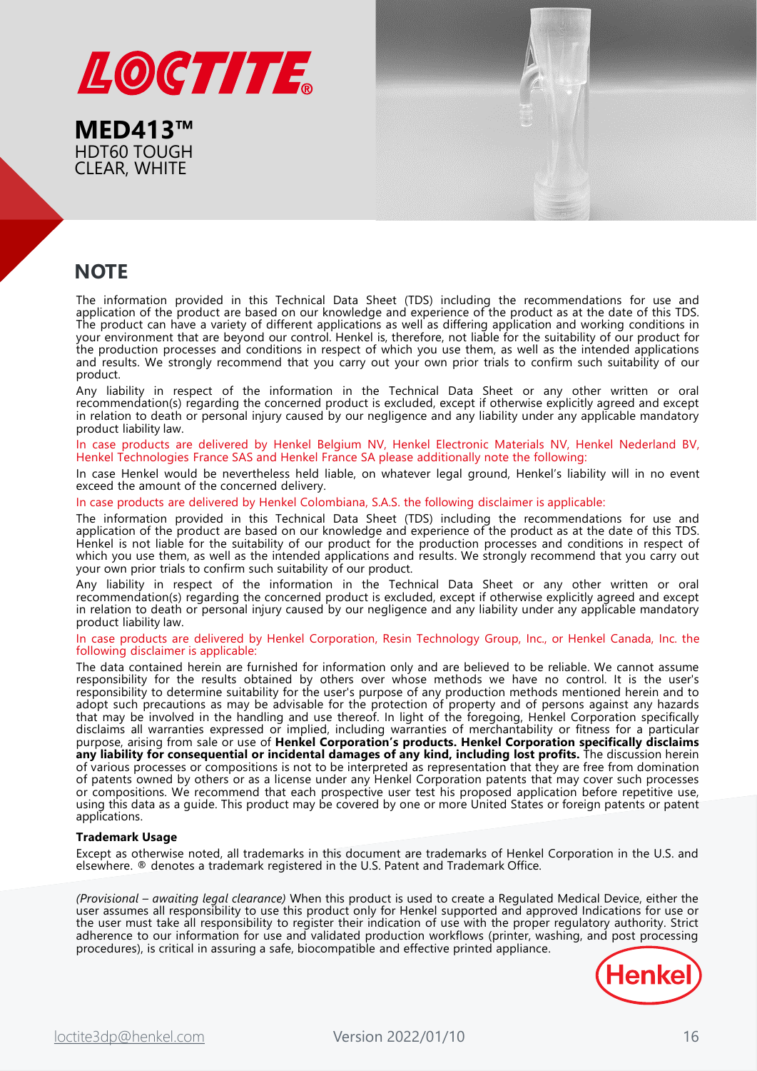# NOTE

The information provided in this Technical Data Sheet (TDS) including the recommendations for use and application of the product are based on our knowledge and experience of the product as at the date of this TDS. The product can have a variety of different applications as well as differing application and working conditions in your environment that are beyond our control. Henkel is, therefore, not liable for the suitability of our product for the production processes and conditions in respect of which you use them, as well as the intended applications and results. We strongly recommend that you carry out your own prior trials to confirm such suitability of our product.

Any liability in respect of the information in the Technical Data Sheet or any other written or oral recommendation(s) regarding the concerned product is excluded, except if otherwise explicitly agreed and except in relation to death or personal injury caused by our negligence and any liability under any applicable mandatory product liability law.

In case products are delivered by Henkel Belgium NV, Henkel Electronic Materials NV, Henkel Nederland BV, Henkel Technologies France SAS and Henkel France SA please additionally note the following:

In case Henkel would be nevertheless held liable, on whatever legal ground, Henkel's liability will in no event exceed the amount of the concerned delivery.

In case products are delivered by Henkel Colombiana, S.A.S. the following disclaimer is applicable:

The information provided in this Technical Data Sheet (TDS) including the recommendations for use and application of the product are based on our knowledge and experience of the product as at the date of this TDS. Henkel is not liable for the suitability of our product for the production processes and conditions in respect of which you use them, as well as the intended applications and results. We strongly recommend that you carry out your own prior trials to confirm such suitability of our product.

Any liability in respect of the information in the Technical Data Sheet or any other written or oral recommendation(s) regarding the concerned product is excluded, except if otherwise explicitly agreed and except in relation to death or personal injury caused by our negligence and any liability under any applicable mandatory product liability law.

In case products are delivered by Henkel Corporation, Resin Technology Group, Inc., or Henkel Canada, Inc. the following disclaimer is applicable:

The data contained herein are furnished for information only and are believed to be reliable. We cannot assume responsibility for the results obtained by others over whose methods we have no control. It is the user's responsibility to determine suitability for the user's purpose of any production methods mentioned herein and to adopt such precautions as may be advisable for the protection of property and of persons against any hazards that may be involved in the handling and use thereof. In light of the foregoing, Henkel Corporation specifically disclaims all warranties expressed or implied, including warranties of merchantability or fitness for a particular purpose, arising from sale or use of **Henkel Corporation's products. Henkel Corporation specifically disclaims any liability for consequential or incidental damages of any kind, including lost profits.** The discussion herein of various processes or compositions is not to be interpreted as representation that they are free from domination of patents owned by others or as a license under any Henkel Corporation patents that may cover such processes or compositions. We recommend that each prospective user test his proposed application before repetitive use, using this data as a guide. This product may be covered by one or more United States or foreign patents or patent applications.

**Trademark Usage**

Except as otherwise noted, all trademarks in this document are trademarks of Henkel Corporation in the U.S. and elsewhere. ® denotes a trademark registered in the U.S. Patent and Trademark Office.

*(Provisional – awaiting legal clearance)* When this product is used to create a Regulated Medical Device, either the user assumes all responsibility to use this product only for Henkel supported and approved Indications for use or the user must take all responsibility to register their indication of use with the proper regulatory authority. Strict adherence to our information for use and validated production workflows (printer, washing, and post processing procedures), is critical in assuring a safe, biocompatible and effective printed appliance.